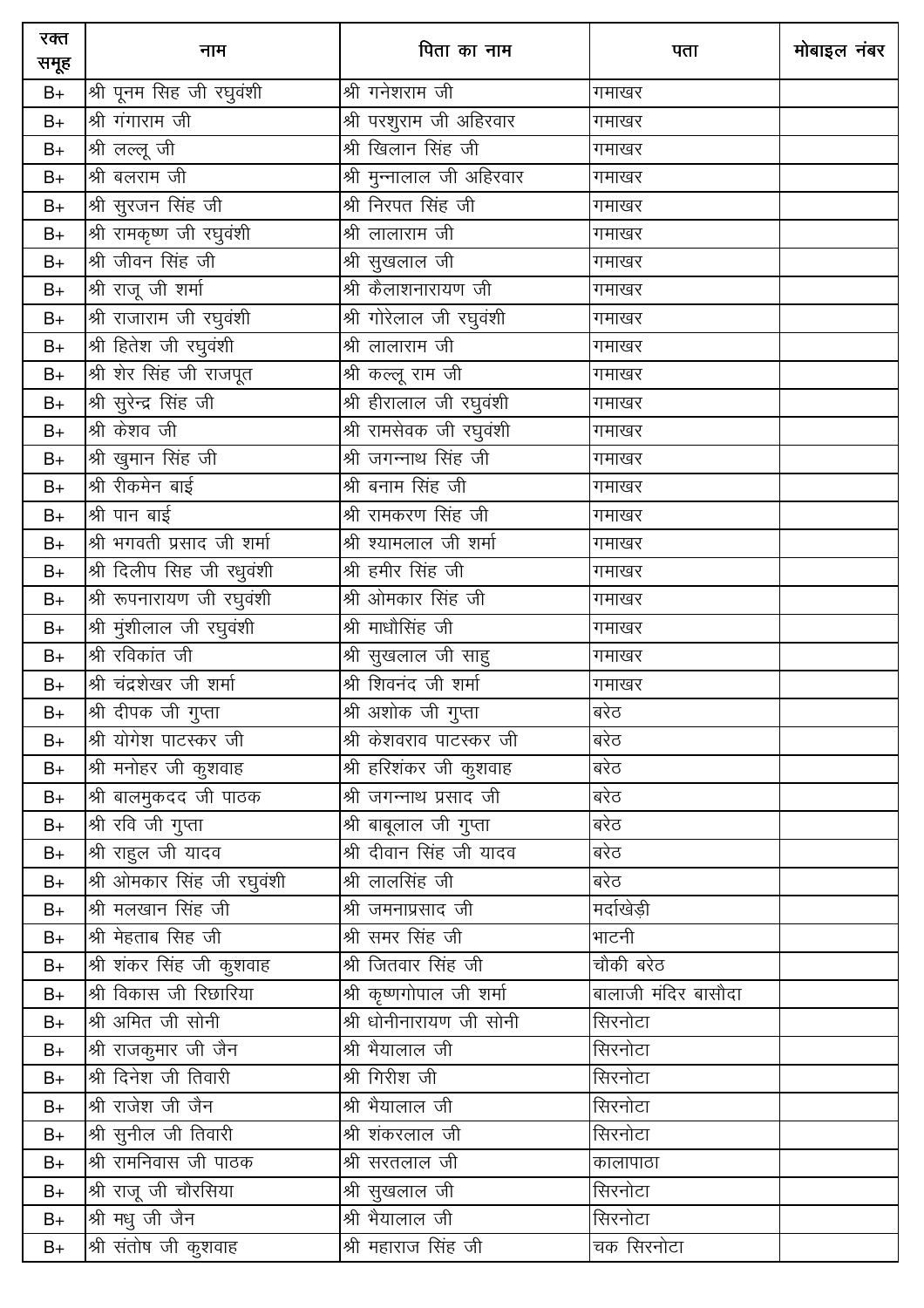| रक्त समूह | नाम | पिता का नाम | पता | मोबाइल नंबर |
|---|---|---|---|---|
| B+ | श्री पूनम सिह जी रघुवंशी | श्री गनेशराम जी | गमाखर | |
| B+ | श्री गंगाराम जी | श्री परशुराम जी अहिरवार | गमाखर | |
| B+ | श्री लल्लू जी | श्री खिलान सिंह जी | गमाखर | |
| B+ | श्री बलराम जी | श्री मुन्नालाल जी अहिरवार | गमाखर | |
| B+ | श्री सुरजन सिंह जी | श्री निरपत सिंह जी | गमाखर | |
| B+ | श्री रामकृष्ण जी रघुवंशी | श्री लालाराम जी | गमाखर | |
| B+ | श्री जीवन सिंह जी | श्री सुखलाल जी | गमाखर | |
| B+ | श्री राजू जी शर्मा | श्री कैलाशनारायण जी | गमाखर | |
| B+ | श्री राजाराम जी रघुवंशी | श्री गोरेलाल जी रघुवंशी | गमाखर | |
| B+ | श्री हितेश जी रघुवंशी | श्री लालाराम जी | गमाखर | |
| B+ | श्री शेर सिंह जी राजपूत | श्री कल्लू राम जी | गमाखर | |
| B+ | श्री सुरेन्द्र सिंह जी | श्री हीरालाल जी रघुवंशी | गमाखर | |
| B+ | श्री केशव जी | श्री रामसेवक जी रघुवंशी | गमाखर | |
| B+ | श्री खुमान सिंह जी | श्री जगन्नाथ सिंह जी | गमाखर | |
| B+ | श्री रीकमेन बाई | श्री बनाम सिंह जी | गमाखर | |
| B+ | श्री पान बाई | श्री रामकरण सिंह जी | गमाखर | |
| B+ | श्री भगवती प्रसाद जी शर्मा | श्री श्यामलाल जी शर्मा | गमाखर | |
| B+ | श्री दिलीप सिह जी रधुवंशी | श्री हमीर सिंह जी | गमाखर | |
| B+ | श्री रूपनारायण जी रघुवंशी | श्री ओमकार सिंह जी | गमाखर | |
| B+ | श्री मुंशीलाल जी रघुवंशी | श्री माधौसिंह जी | गमाखर | |
| B+ | श्री रविकांत जी | श्री सुखलाल जी साहु | गमाखर | |
| B+ | श्री चंद्रशेखर जी शर्मा | श्री शिवनंद जी शर्मा | गमाखर | |
| B+ | श्री दीपक जी गुप्ता | श्री अशोक जी गुप्ता | बरेठ | |
| B+ | श्री योगेश पाटस्कर जी | श्री केशवराव पाटस्कर जी | बरेठ | |
| B+ | श्री मनोहर जी कुशवाह | श्री हरिशंकर जी कुशवाह | बरेठ | |
| B+ | श्री बालमुकदद जी पाठक | श्री जगन्नाथ प्रसाद जी | बरेठ | |
| B+ | श्री रवि जी गुप्ता | श्री बाबूलाल जी गुप्ता | बरेठ | |
| B+ | श्री राहुल जी यादव | श्री दीवान सिंह जी यादव | बरेठ | |
| B+ | श्री ओमकार सिंह जी रघुवंशी | श्री लालसिंह जी | बरेठ | |
| B+ | श्री मलखान सिंह जी | श्री जमनाप्रसाद जी | मर्दाखेड़ी | |
| B+ | श्री मेहताब सिह जी | श्री समर सिंह जी | भाटनी | |
| B+ | श्री शंकर सिंह जी कुशवाह | श्री जितवार सिंह जी | चौकी बरेठ | |
| B+ | श्री विकास जी रिछारिया | श्री कृष्णगोपाल जी शर्मा | बालाजी मंदिर बासौदा | |
| B+ | श्री अमित जी सोनी | श्री धोनीनारायण जी सोनी | सिरनोटा | |
| B+ | श्री राजकुमार जी जैन | श्री भैयालाल जी | सिरनोटा | |
| B+ | श्री दिनेश जी तिवारी | श्री गिरीश जी | सिरनोटा | |
| B+ | श्री राजेश जी जैन | श्री भैयालाल जी | सिरनोटा | |
| B+ | श्री सुनील जी तिवारी | श्री शंकरलाल जी | सिरनोटा | |
| B+ | श्री रामनिवास जी पाठक | श्री सरतलाल जी | कालापाठा | |
| B+ | श्री राजू जी चौरसिया | श्री सुखलाल जी | सिरनोटा | |
| B+ | श्री मधु जी जैन | श्री भैयालाल जी | सिरनोटा | |
| B+ | श्री संतोष जी कुशवाह | श्री महाराज सिंह जी | चक सिरनोटा | |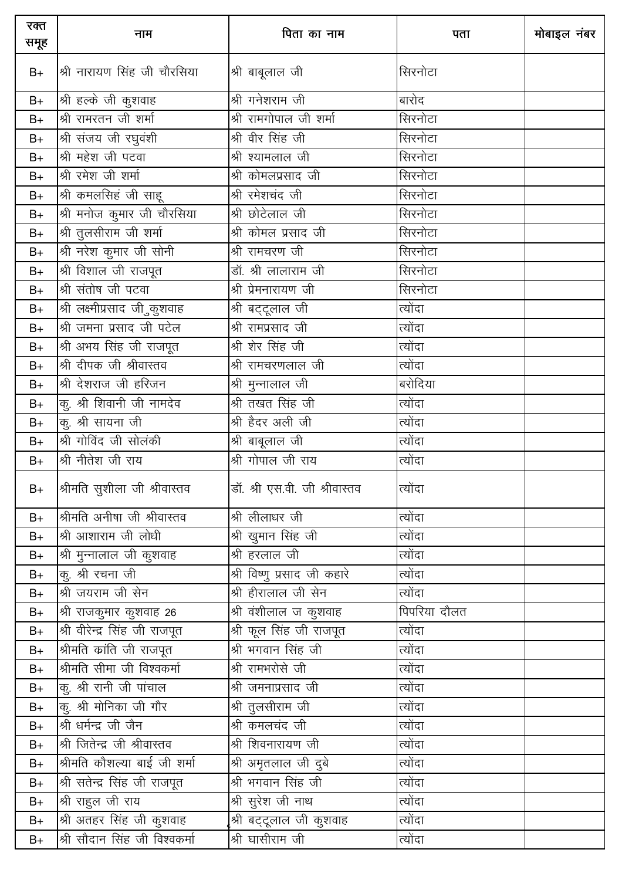| रक्त समूह | नाम | पिता का नाम | पता | मोबाइल नंबर |
|---|---|---|---|---|
| B+ | श्री नारायण सिंह जी चौरसिया | श्री बाबूलाल जी | सिरनोटा | |
| B+ | श्री हल्के जी कुशवाह | श्री गनेशराम जी | बारोद | |
| B+ | श्री रामरतन जी शर्मा | श्री रामगोपाल जी शर्मा | सिरनोटा | |
| B+ | श्री संजय जी रघुवंशी | श्री वीर सिंह जी | सिरनोटा | |
| B+ | श्री महेश जी पटवा | श्री श्यामलाल जी | सिरनोटा | |
| B+ | श्री रमेश जी शर्मा | श्री कोमलप्रसाद जी | सिरनोटा | |
| B+ | श्री कमलसिहं जी साहू | श्री रमेशचंद जी | सिरनोटा | |
| B+ | श्री मनोज कुमार जी चौरसिया | श्री छोटेलाल जी | सिरनोटा | |
| B+ | श्री तुलसीराम जी शर्मा | श्री कोमल प्रसाद जी | सिरनोटा | |
| B+ | श्री नरेश कुमार जी सोनी | श्री रामचरण जी | सिरनोटा | |
| B+ | श्री विशाल जी राजपूत | डॉ. श्री लालाराम जी | सिरनोटा | |
| B+ | श्री संतोष जी पटवा | श्री प्रेमनारायण जी | सिरनोटा | |
| B+ | श्री लक्ष्मीप्रसाद जी कुशवाह | श्री बट्टूलाल जी | त्योंदा | |
| B+ | श्री जमना प्रसाद जी पटेल | श्री रामप्रसाद जी | त्योंदा | |
| B+ | श्री अभय सिंह जी राजपूत | श्री शेर सिंह जी | त्योंदा | |
| B+ | श्री दीपक जी श्रीवास्तव | श्री रामचरणलाल जी | त्योंदा | |
| B+ | श्री देशराज जी हरिजन | श्री मुन्नालाल जी | बरोदिया | |
| B+ | कु. श्री शिवानी जी नामदेव | श्री तखत सिंह जी | त्योंदा | |
| B+ | कु. श्री सायना जी | श्री हैदर अली जी | त्योंदा | |
| B+ | श्री गोविंद जी सोलंकी | श्री बाबूलाल जी | त्योंदा | |
| B+ | श्री नीतेश जी राय | श्री गोपाल जी राय | त्योंदा | |
| B+ | श्रीमति सुशीला जी श्रीवास्तव | डॉ. श्री एस.वी. जी श्रीवास्तव | त्योंदा | |
| B+ | श्रीमति अनीषा जी श्रीवास्तव | श्री लीलाधर जी | त्योंदा | |
| B+ | श्री आशाराम जी लोधी | श्री खुमान सिंह जी | त्योंदा | |
| B+ | श्री मुन्नालाल जी कुशवाह | श्री हरलाल जी | त्योंदा | |
| B+ | कु. श्री रचना जी | श्री विष्णु प्रसाद जी कहारे | त्योंदा | |
| B+ | श्री जयराम जी सेन | श्री हीरालाल जी सेन | त्योंदा | |
| B+ | श्री राजकुमार कुशवाह 26 | श्री वंशीलाल ज कुशवाह | पिपरिया दौलत | |
| B+ | श्री वीरेन्द्र सिंह जी राजपूत | श्री फूल सिंह जी राजपूत | त्योंदा | |
| B+ | श्रीमति क्रांति जी राजपूत | श्री भगवान सिंह जी | त्योंदा | |
| B+ | श्रीमति सीमा जी विश्वकर्मा | श्री रामभरोसे जी | त्योंदा | |
| B+ | कु. श्री रानी जी पांचाल | श्री जमनाप्रसाद जी | त्योंदा | |
| B+ | कु. श्री मोनिका जी गौर | श्री तुलसीराम जी | त्योंदा | |
| B+ | श्री धर्मन्द्र जी जैन | श्री कमलचंद जी | त्योंदा | |
| B+ | श्री जितेन्द्र जी श्रीवास्तव | श्री शिवनारायण जी | त्योंदा | |
| B+ | श्रीमति कौशल्या बाई जी शर्मा | श्री अमृतलाल जी दुबे | त्योंदा | |
| B+ | श्री सतेन्द्र सिंह जी राजपूत | श्री भगवान सिंह जी | त्योंदा | |
| B+ | श्री राहुल जी राय | श्री सुरेश जी नाथ | त्योंदा | |
| B+ | श्री अतहर सिंह जी कुशवाह | श्री बट्टूलाल जी कुशवाह | त्योंदा | |
| B+ | श्री सौदान सिंह जी विश्वकर्मा | श्री घासीराम जी | त्योंदा | |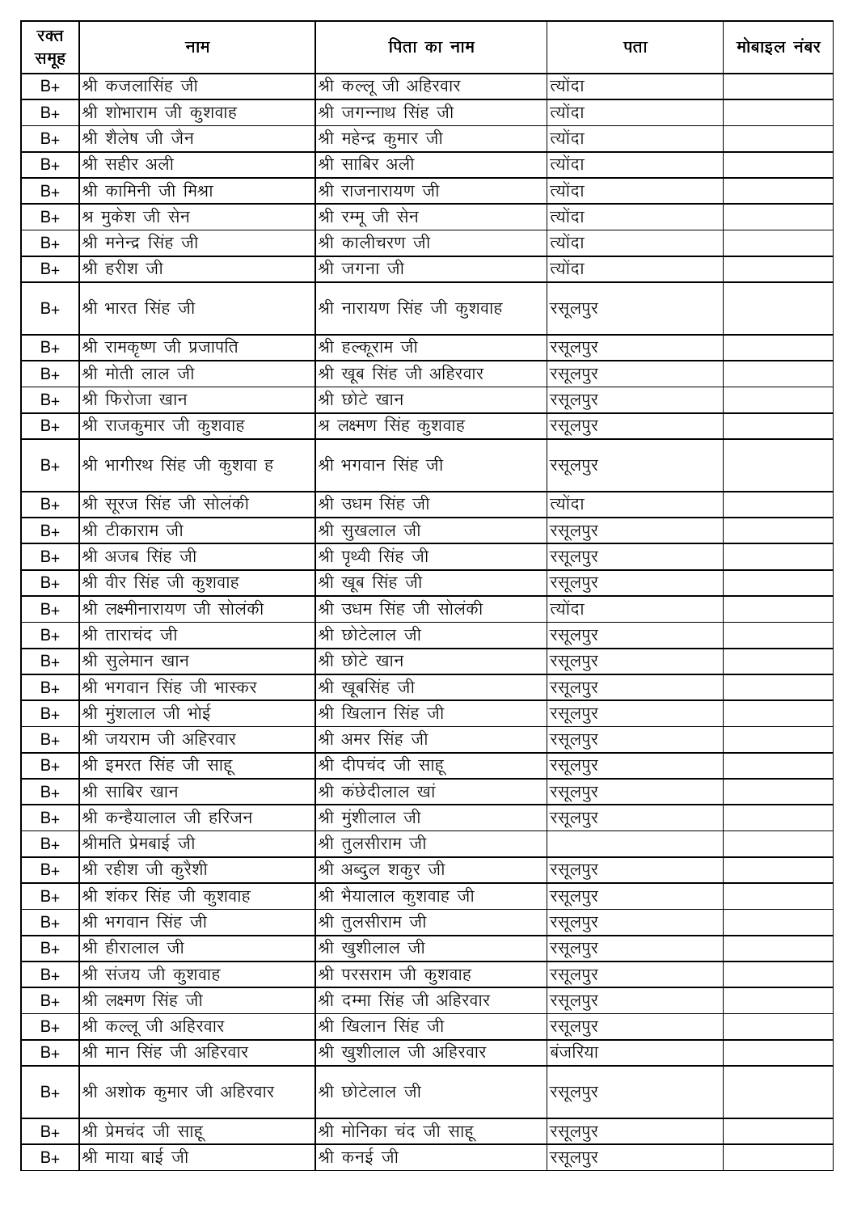| रक्त समूह | नाम | पिता का नाम | पता | मोबाइल नंबर |
|---|---|---|---|---|
| B+ | श्री कजलासिंह जी | श्री कल्लू जी अहिरवार | त्योंदा | |
| B+ | श्री शोभाराम जी कुशवाह | श्री जगन्नाथ सिंह जी | त्योंदा | |
| B+ | श्री शैलेष जी जैन | श्री महेन्द्र कुमार जी | त्योंदा | |
| B+ | श्री सहीर अली | श्री साबिर अली | त्योंदा | |
| B+ | श्री कामिनी जी मिश्रा | श्री राजनारायण जी | त्योंदा | |
| B+ | श्र मुकेश जी सेन | श्री रम्मू जी सेन | त्योंदा | |
| B+ | श्री मनेन्द्र सिंह जी | श्री कालीचरण जी | त्योंदा | |
| B+ | श्री हरीश जी | श्री जगना जी | त्योंदा | |
| B+ | श्री भारत सिंह जी | श्री नारायण सिंह जी कुशवाह | रसूलपुर | |
| B+ | श्री रामकृष्ण जी प्रजापति | श्री हल्कूराम जी | रसूलपुर | |
| B+ | श्री मोती लाल जी | श्री खूब सिंह जी अहिरवार | रसूलपुर | |
| B+ | श्री फिरोजा खान | श्री छोटे खान | रसूलपुर | |
| B+ | श्री राजकुमार जी कुशवाह | श्र लक्ष्मण सिंह कुशवाह | रसूलपुर | |
| B+ | श्री भागीरथ सिंह जी कुशवा ह | श्री भगवान सिंह जी | रसूलपुर | |
| B+ | श्री सूरज सिंह जी सोलंकी | श्री उधम सिंह जी | त्योंदा | |
| B+ | श्री टीकाराम जी | श्री सुखलाल जी | रसूलपुर | |
| B+ | श्री अजब सिंह जी | श्री पृथ्वी सिंह जी | रसूलपुर | |
| B+ | श्री वीर सिंह जी कुशवाह | श्री खूब सिंह जी | रसूलपुर | |
| B+ | श्री लक्ष्मीनारायण जी सोलंकी | श्री उधम सिंह जी सोलंकी | त्योंदा | |
| B+ | श्री ताराचंद जी | श्री छोटेलाल जी | रसूलपुर | |
| B+ | श्री सुलेमान खान | श्री छोटे खान | रसूलपुर | |
| B+ | श्री भगवान सिंह जी भास्कर | श्री खूबसिंह जी | रसूलपुर | |
| B+ | श्री मुंशलाल जी भोई | श्री खिलान सिंह जी | रसूलपुर | |
| B+ | श्री जयराम जी अहिरवार | श्री अमर सिंह जी | रसूलपुर | |
| B+ | श्री इमरत सिंह जी साहू | श्री दीपचंद जी साहू | रसूलपुर | |
| B+ | श्री साबिर खान | श्री कंछेदीलाल खां | रसूलपुर | |
| B+ | श्री कन्हैयालाल जी हरिजन | श्री मुंशीलाल जी | रसूलपुर | |
| B+ | श्रीमति प्रेमबाई जी | श्री तुलसीराम जी | | |
| B+ | श्री रहीश जी कुरैशी | श्री अब्दुल शकुर जी | रसूलपुर | |
| B+ | श्री शंकर सिंह जी कुशवाह | श्री भैयालाल कुशवाह जी | रसूलपुर | |
| B+ | श्री भगवान सिंह जी | श्री तुलसीराम जी | रसूलपुर | |
| B+ | श्री हीरालाल जी | श्री खुशीलाल जी | रसूलपुर | |
| B+ | श्री संजय जी कुशवाह | श्री परसराम जी कुशवाह | रसूलपुर | |
| B+ | श्री लक्ष्मण सिंह जी | श्री दम्मा सिंह जी अहिरवार | रसूलपुर | |
| B+ | श्री कल्लू जी अहिरवार | श्री खिलान सिंह जी | रसूलपुर | |
| B+ | श्री मान सिंह जी अहिरवार | श्री खुशीलाल जी अहिरवार | बंजरिया | |
| B+ | श्री अशोक कुमार जी अहिरवार | श्री छोटेलाल जी | रसूलपुर | |
| B+ | श्री प्रेमचंद जी साहू | श्री मोनिका चंद जी साहू | रसूलपुर | |
| B+ | श्री माया बाई जी | श्री कनई जी | रसूलपुर | |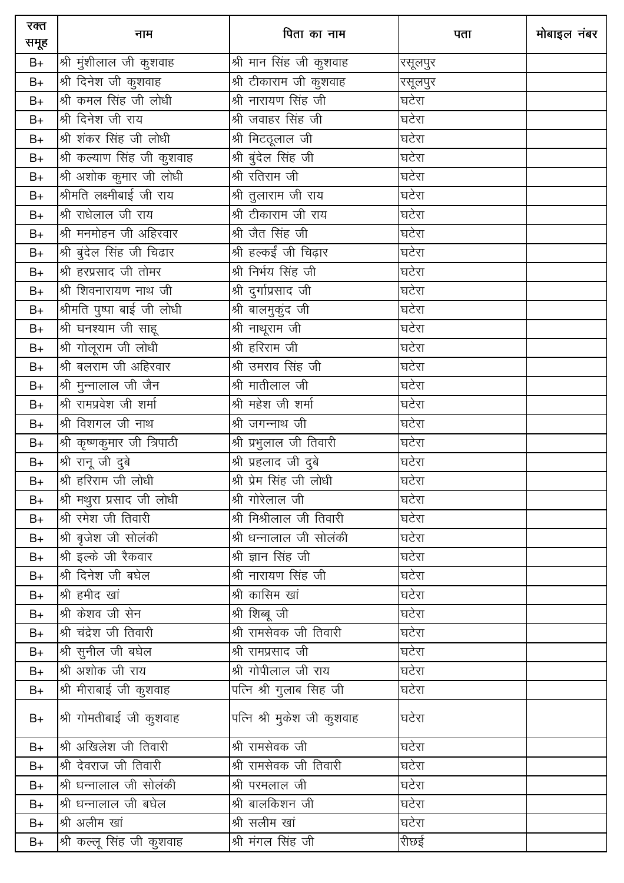| रक्त समूह | नाम | पिता का नाम | पता | मोबाइल नंबर |
|---|---|---|---|---|
| B+ | श्री मुंशीलाल जी कुशवाह | श्री मान सिंह जी कुशवाह | रसूलपुर | |
| B+ | श्री दिनेश जी कुशवाह | श्री टीकाराम जी कुशवाह | रसूलपुर | |
| B+ | श्री कमल सिंह जी लोधी | श्री नारायण सिंह जी | घटेरा | |
| B+ | श्री दिनेश जी राय | श्री जवाहर सिंह जी | घटेरा | |
| B+ | श्री शंकर सिंह जी लोधी | श्री मिटठूलाल जी | घटेरा | |
| B+ | श्री कल्याण सिंह जी कुशवाह | श्री बुंदेल सिंह जी | घटेरा | |
| B+ | श्री अशोक कुमार जी लोधी | श्री रतिराम जी | घटेरा | |
| B+ | श्रीमति लक्ष्मीबाई जी राय | श्री तुलाराम जी राय | घटेरा | |
| B+ | श्री राधेलाल जी राय | श्री टीकाराम जी राय | घटेरा | |
| B+ | श्री मनमोहन जी अहिरवार | श्री जैत सिंह जी | घटेरा | |
| B+ | श्री बुंदेल सिंह जी चिढार | श्री हल्कई जी चिढ़ार | घटेरा | |
| B+ | श्री हरप्रसाद जी तोमर | श्री निर्भय सिंह जी | घटेरा | |
| B+ | श्री शिवनारायण नाथ जी | श्री दुर्गाप्रसाद जी | घटेरा | |
| B+ | श्रीमति पुष्पा बाई जी लोधी | श्री बालमुकुंद जी | घटेरा | |
| B+ | श्री घनश्याम जी साहू | श्री नाथूराम जी | घटेरा | |
| B+ | श्री गोलूराम जी लोधी | श्री हरिराम जी | घटेरा | |
| B+ | श्री बलराम जी अहिरवार | श्री उमराव सिंह जी | घटेरा | |
| B+ | श्री मुन्नालाल जी जैन | श्री मातीलाल जी | घटेरा | |
| B+ | श्री रामप्रवेश जी शर्मा | श्री महेश जी शर्मा | घटेरा | |
| B+ | श्री विशगल जी नाथ | श्री जगन्नाथ जी | घटेरा | |
| B+ | श्री कृष्णकुमार जी त्रिपाठी | श्री प्रभुलाल जी तिवारी | घटेरा | |
| B+ | श्री रानू जी दुबे | श्री प्रहलाद जी दुबे | घटेरा | |
| B+ | श्री हरिराम जी लोधी | श्री प्रेम सिंह जी लोधी | घटेरा | |
| B+ | श्री मथुरा प्रसाद जी लोधी | श्री गोरेलाल जी | घटेरा | |
| B+ | श्री रमेश जी तिवारी | श्री मिश्रीलाल जी तिवारी | घटेरा | |
| B+ | श्री बृजेश जी सोलंकी | श्री धन्नालाल जी सोलंकी | घटेरा | |
| B+ | श्री इल्के जी रैकवार | श्री ज्ञान सिंह जी | घटेरा | |
| B+ | श्री दिनेश जी बघेल | श्री नारायण सिंह जी | घटेरा | |
| B+ | श्री हमीद खां | श्री कासिम खां | घटेरा | |
| B+ | श्री केशव जी सेन | श्री शिब्बू जी | घटेरा | |
| B+ | श्री चंद्रेश जी तिवारी | श्री रामसेवक जी तिवारी | घटेरा | |
| B+ | श्री सुनील जी बघेल | श्री रामप्रसाद जी | घटेरा | |
| B+ | श्री अशोक जी राय | श्री गोपीलाल जी राय | घटेरा | |
| B+ | श्री मीराबाई जी कुशवाह | पत्नि श्री गुलाब सिह जी | घटेरा | |
| B+ | श्री गोमतीबाई जी कुशवाह | पत्नि श्री मुकेश जी कुशवाह | घटेरा | |
| B+ | श्री अखिलेश जी तिवारी | श्री रामसेवक जी | घटेरा | |
| B+ | श्री देवराज जी तिवारी | श्री रामसेवक जी तिवारी | घटेरा | |
| B+ | श्री धन्नालाल जी सोलंकी | श्री परमलाल जी | घटेरा | |
| B+ | श्री धन्नालाल जी बघेल | श्री बालकिशन जी | घटेरा | |
| B+ | श्री अलीम खां | श्री सलीम खां | घटेरा | |
| B+ | श्री कल्लू सिंह जी कुशवाह | श्री मंगल सिंह जी | रीछई | |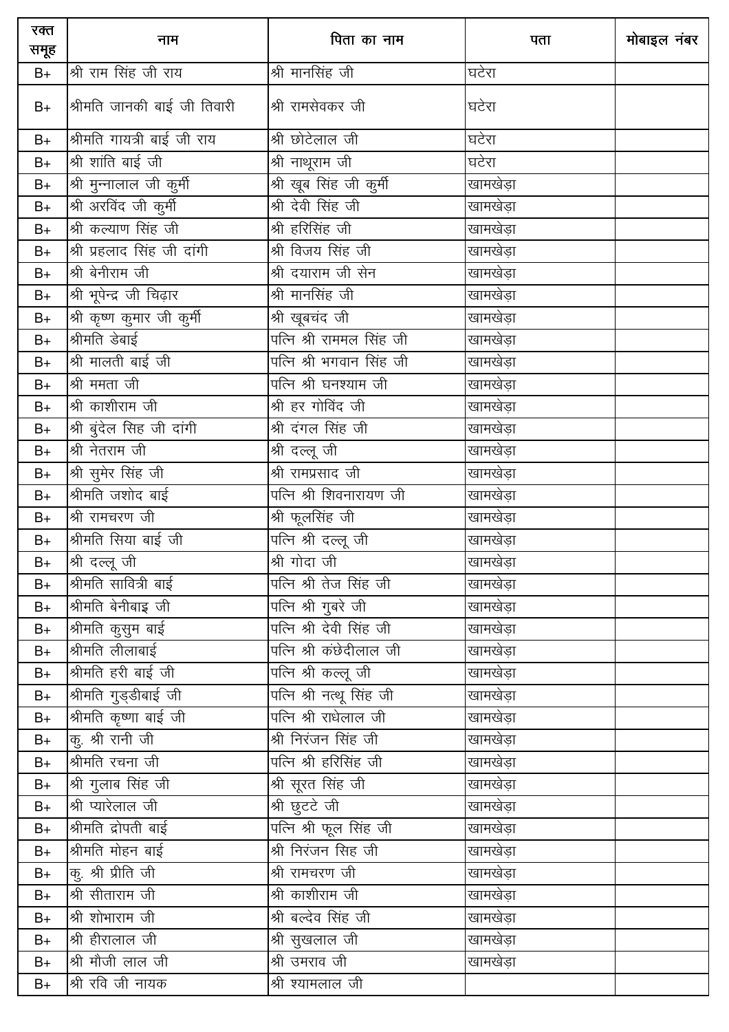| रक्त समूह | नाम | पिता का नाम | पता | मोबाइल नंबर |
|---|---|---|---|---|
| B+ | श्री राम सिंह जी राय | श्री मानसिंह जी | घटेरा | |
| B+ | श्रीमति जानकी बाई जी तिवारी | श्री रामसेवकर जी | घटेरा | |
| B+ | श्रीमति गायत्री बाई जी राय | श्री छोटेलाल जी | घटेरा | |
| B+ | श्री शांति बाई जी | श्री नाथूराम जी | घटेरा | |
| B+ | श्री मुन्नालाल जी कुर्मी | श्री खूब सिंह जी कुर्मी | खामखेड़ा | |
| B+ | श्री अरविंद जी कुर्मी | श्री देवी सिंह जी | खामखेड़ा | |
| B+ | श्री कल्याण सिंह जी | श्री हरिसिंह जी | खामखेड़ा | |
| B+ | श्री प्रहलाद सिंह जी दांगी | श्री विजय सिंह जी | खामखेड़ा | |
| B+ | श्री बेनीराम जी | श्री दयाराम जी सेन | खामखेड़ा | |
| B+ | श्री भूपेन्द्र जी चिढ़ार | श्री मानसिंह जी | खामखेड़ा | |
| B+ | श्री कृष्ण कुमार जी कुर्मी | श्री खूबचंद जी | खामखेड़ा | |
| B+ | श्रीमति डेबाई | पत्नि श्री राममल सिंह जी | खामखेड़ा | |
| B+ | श्री मालती बाई जी | पत्नि श्री भगवान सिंह जी | खामखेड़ा | |
| B+ | श्री ममता जी | पत्नि श्री घनश्याम जी | खामखेड़ा | |
| B+ | श्री काशीराम जी | श्री हर गोविंद जी | खामखेड़ा | |
| B+ | श्री बुंदेल सिह जी दांगी | श्री दंगल सिंह जी | खामखेड़ा | |
| B+ | श्री नेतराम जी | श्री दल्लू जी | खामखेड़ा | |
| B+ | श्री सुमेर सिंह जी | श्री रामप्रसाद जी | खामखेड़ा | |
| B+ | श्रीमति जशोद बाई | पत्नि श्री शिवनारायण जी | खामखेड़ा | |
| B+ | श्री रामचरण जी | श्री फूलसिंह जी | खामखेड़ा | |
| B+ | श्रीमति सिया बाई जी | पत्नि श्री दल्लू जी | खामखेड़ा | |
| B+ | श्री दल्लू जी | श्री गोदा जी | खामखेड़ा | |
| B+ | श्रीमति सावित्री बाई | पत्नि श्री तेज सिंह जी | खामखेड़ा | |
| B+ | श्रीमति बेनीबाइ जी | पत्नि श्री गुबरे जी | खामखेड़ा | |
| B+ | श्रीमति कुसुम बाई | पत्नि श्री देवी सिंह जी | खामखेड़ा | |
| B+ | श्रीमति लीलाबाई | पत्नि श्री कंछेदीलाल जी | खामखेड़ा | |
| B+ | श्रीमति हरी बाई जी | पत्नि श्री कल्लू जी | खामखेड़ा | |
| B+ | श्रीमति गुड्डीबाई जी | पत्नि श्री नत्थू सिंह जी | खामखेड़ा | |
| B+ | श्रीमति कृष्णा बाई जी | पत्नि श्री राधेलाल जी | खामखेड़ा | |
| B+ | कु. श्री रानी जी | श्री निरंजन सिंह जी | खामखेड़ा | |
| B+ | श्रीमति रचना जी | पत्नि श्री हरिसिंह जी | खामखेड़ा | |
| B+ | श्री गुलाब सिंह जी | श्री सूरत सिंह जी | खामखेड़ा | |
| B+ | श्री प्यारेलाल जी | श्री छुटटे जी | खामखेड़ा | |
| B+ | श्रीमति द्रोपती बाई | पत्नि श्री फूल सिंह जी | खामखेड़ा | |
| B+ | श्रीमति मोहन बाई | श्री निरंजन सिंह जी | खामखेड़ा | |
| B+ | कु. श्री प्रीति जी | श्री रामचरण जी | खामखेड़ा | |
| B+ | श्री सीताराम जी | श्री काशीराम जी | खामखेड़ा | |
| B+ | श्री शोभाराम जी | श्री बल्देव सिंह जी | खामखेड़ा | |
| B+ | श्री हीरालाल जी | श्री सुखलाल जी | खामखेड़ा | |
| B+ | श्री मौजी लाल जी | श्री उमराव जी | खामखेड़ा | |
| B+ | श्री रवि जी नायक | श्री श्यामलाल जी | | |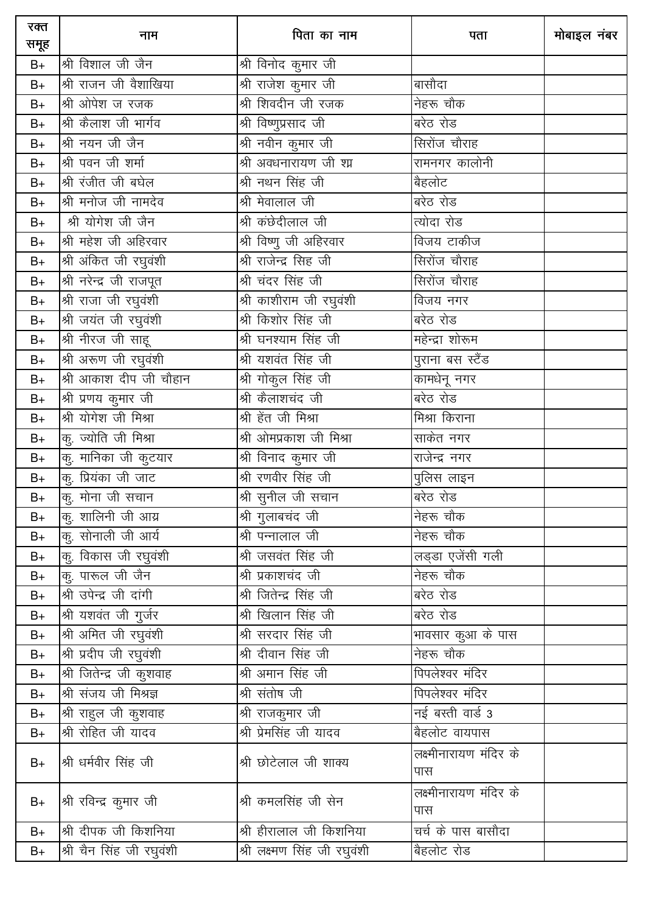| रक्त समूह | नाम | पिता का नाम | पता | मोबाइल नंबर |
|---|---|---|---|---|
| B+ | श्री विशाल जी जैन | श्री विनोद कुमार जी | | |
| B+ | श्री राजन जी वैशाखिया | श्री राजेश कुमार जी | बासौदा | |
| B+ | श्री ओपेश ज रजक | श्री शिवदीन जी रजक | नेहरू चौक | |
| B+ | श्री कैलाश जी भार्गव | श्री विष्णुप्रसाद जी | बरेठ रोड | |
| B+ | श्री नयन जी जैन | श्री नवीन कुमार जी | सिरोंज चौराह | |
| B+ | श्री पवन जी शर्मा | श्री अवधनारायण जी श्र्म | रामनगर कालोनी | |
| B+ | श्री रंजीत जी बघेल | श्री नथन सिंह जी | बैहलोट | |
| B+ | श्री मनोज जी नामदेव | श्री मेवालाल जी | बरेठ रोड | |
| B+ | श्री योगेश जी जैन | श्री कंछेदीलाल जी | त्योदा रोड | |
| B+ | श्री महेश जी अहिरवार | श्री विष्णु जी अहिरवार | विजय टाकीज | |
| B+ | श्री अंकित जी रघुवंशी | श्री राजेन्द्र सिह जी | सिरोंज चौराह | |
| B+ | श्री नरेन्द्र जी राजपूत | श्री चंदर सिंह जी | सिरोंज चौराह | |
| B+ | श्री राजा जी रघुवंशी | श्री काशीराम जी रघुवंशी | विजय नगर | |
| B+ | श्री जयंत जी रघुवंशी | श्री किशोर सिंह जी | बरेठ रोड | |
| B+ | श्री नीरज जी साहू | श्री घनश्याम सिंह जी | महेन्द्रा शोरूम | |
| B+ | श्री अरूण जी रघुवंशी | श्री यशवंत सिंह जी | पुराना बस स्टैंड | |
| B+ | श्री आकाश दीप जी चौहान | श्री गोकुल सिंह जी | कामधेनू नगर | |
| B+ | श्री प्रणय कुमार जी | श्री कैलाशचंद जी | बरेठ रोड | |
| B+ | श्री योगेश जी मिश्रा | श्री हेंत जी मिश्रा | मिश्रा किराना | |
| B+ | कु. ज्योति जी मिश्रा | श्री ओमप्रकाश जी मिश्रा | साकेत नगर | |
| B+ | कु. मानिका जी कुटयार | श्री विनाद कुमार जी | राजेन्द्र नगर | |
| B+ | कु. प्रियंका जी जाट | श्री रणवीर सिंह जी | पुलिस लाइन | |
| B+ | कु. मोना जी सचान | श्री सुनील जी सचान | बरेठ रोड | |
| B+ | कु. शालिनी जी आग्र | श्री गुलाबचंद जी | नेहरू चौक | |
| B+ | कु. सोनाली जी आर्य | श्री पन्नालाल जी | नेहरू चौक | |
| B+ | कु. विकास जी रघुवंशी | श्री जसवंत सिंह जी | लड्डा एजेंसी गली | |
| B+ | कु. पारूल जी जैन | श्री प्रकाशचंद जी | नेहरू चौक | |
| B+ | श्री उपेन्द्र जी दांगी | श्री जितेन्द्र सिंह जी | बरेठ रोड | |
| B+ | श्री यशवंत जी गुर्जर | श्री खिलान सिंह जी | बरेठ रोड | |
| B+ | श्री अमित जी रघुवंशी | श्री सरदार सिंह जी | भावसार कुआ के पास | |
| B+ | श्री प्रदीप जी रघुवंशी | श्री दीवान सिंह जी | नेहरू चौक | |
| B+ | श्री जितेन्द्र जी कुशवाह | श्री अमान सिंह जी | पिपलेश्वर मंदिर | |
| B+ | श्री संजय जी मिश्रज्ञ | श्री संतोष जी | पिपलेश्वर मंदिर | |
| B+ | श्री राहुल जी कुशवाह | श्री राजकुमार जी | नई बस्ती वार्ड 3 | |
| B+ | श्री रोहित जी यादव | श्री प्रेमसिंह जी यादव | बैहलोट वायपास | |
| B+ | श्री धर्मवीर सिंह जी | श्री छोटेलाल जी शाक्य | लक्ष्मीनारायण मंदिर के पास | |
| B+ | श्री रविन्द्र कुमार जी | श्री कमलसिंह जी सेन | लक्ष्मीनारायण मंदिर के पास | |
| B+ | श्री दीपक जी किशनिया | श्री हीरालाल जी किशनिया | चर्च के पास बासौदा | |
| B+ | श्री चैन सिंह जी रघुवंशी | श्री लक्ष्मण सिंह जी रघुवंशी | बैहलोट रोड | |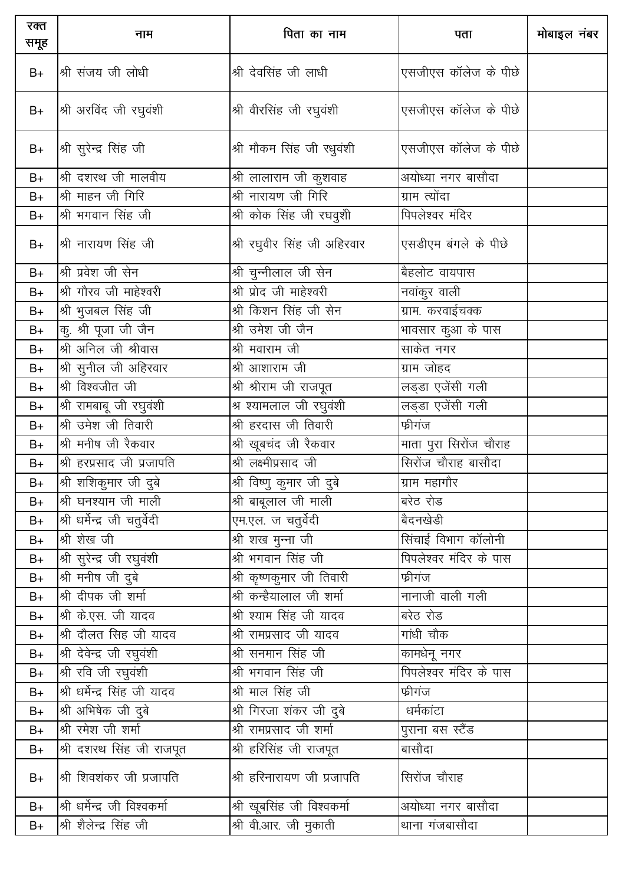| रक्त समूह | नाम | पिता का नाम | पता | मोबाइल नंबर |
|---|---|---|---|---|
| B+ | श्री संजय जी लोधी | श्री देवसिंह जी लाधी | एसजीएस कॉलेज के पीछे | |
| B+ | श्री अरविंद जी रघुवंशी | श्री वीरसिंह जी रघुवंशी | एसजीएस कॉलेज के पीछे | |
| B+ | श्री सुरेन्द्र सिंह जी | श्री मौकम सिंह जी रधुवंशी | एसजीएस कॉलेज के पीछे | |
| B+ | श्री दशरथ जी मालवीय | श्री लालाराम जी कुशवाह | अयोध्या नगर बासौदा | |
| B+ | श्री माहन जी गिरि | श्री नारायण जी गिरि | ग्राम त्योंदा | |
| B+ | श्री भगवान सिंह जी | श्री कोक सिंह जी रघवुशी | पिपलेश्वर मंदिर | |
| B+ | श्री नारायण सिंह जी | श्री रघुवीर सिंह जी अहिरवार | एसडीएम बंगले के पीछे | |
| B+ | श्री प्रवेश जी सेन | श्री चुन्नीलाल जी सेन | बैहलोट वायपास | |
| B+ | श्री गौरव जी माहेश्वरी | श्री प्रोद जी माहेश्वरी | नवांकुर वाली | |
| B+ | श्री भुजबल सिंह जी | श्री किशन सिंह जी सेन | ग्राम. करवाईचक्क | |
| B+ | कु. श्री पूजा जी जैन | श्री उमेश जी जैन | भावसार कुआ के पास | |
| B+ | श्री अनिल जी श्रीवास | श्री मवाराम जी | साकेत नगर | |
| B+ | श्री सुनील जी अहिरवार | श्री आशाराम जी | ग्राम जोहद | |
| B+ | श्री विश्वजीत जी | श्री श्रीराम जी राजपूत | लड्डा एजेंसी गली | |
| B+ | श्री रामबाबू जी रघुवंशी | श्र श्यामलाल जी रघुवंशी | लड्डा एजेंसी गली | |
| B+ | श्री उमेश जी तिवारी | श्री हरदास जी तिवारी | फ्रीगंज | |
| B+ | श्री मनीष जी रैकवार | श्री खूबचंद जी रैकवार | माता पुरा सिरोंज चौराह | |
| B+ | श्री हरप्रसाद जी प्रजापति | श्री लक्ष्मीप्रसाद जी | सिरोंज चौराह बासौदा | |
| B+ | श्री शशिकुमार जी दुबे | श्री विष्णु कुमार जी दुबे | ग्राम महागौर | |
| B+ | श्री घनश्याम जी माली | श्री बाबूलाल जी माली | बरेठ रोड | |
| B+ | श्री धर्मेन्द्र जी चतुर्वेदी | एम.एल. ज चतुर्वेदी | बैदनखेडी | |
| B+ | श्री शेख जी | श्री शख मुन्ना जी | सिंचाई विभाग कॉलोनी | |
| B+ | श्री सुरेन्द्र जी रघुवंशी | श्री भगवान सिंह जी | पिपलेश्वर मंदिर के पास | |
| B+ | श्री मनीष जी दुबे | श्री कृष्णकुमार जी तिवारी | फ्रीगंज | |
| B+ | श्री दीपक जी शर्मा | श्री कन्हैयालाल जी शर्मा | नानाजी वाली गली | |
| B+ | श्री के.एस. जी यादव | श्री श्याम सिंह जी यादव | बरेठ रोड | |
| B+ | श्री दौलत सिंह जी यादव | श्री रामप्रसाद जी यादव | गांधी चौक | |
| B+ | श्री देवेन्द्र जी रघुवंशी | श्री सनमान सिंह जी | कामधेनू नगर | |
| B+ | श्री रवि जी रघुवंशी | श्री भगवान सिंह जी | पिपलेश्वर मंदिर के पास | |
| B+ | श्री धर्मेन्द्र सिंह जी यादव | श्री माल सिंह जी | फ्रीगंज | |
| B+ | श्री अभिषेक जी दुबे | श्री गिरजा शंकर जी दुबे | धर्मकांटा | |
| B+ | श्री रमेश जी शर्मा | श्री रामप्रसाद जी शर्मा | पुराना बस स्टैंड | |
| B+ | श्री दशरथ सिंह जी राजपूत | श्री हरिसिंह जी राजपूत | बासौदा | |
| B+ | श्री शिवशंकर जी प्रजापति | श्री हरिनारायण जी प्रजापति | सिरोंज चौराह | |
| B+ | श्री धर्मेन्द्र जी विश्वकर्मा | श्री खूबसिंह जी विश्वकर्मा | अयोध्या नगर बासौदा | |
| B+ | श्री शैलेन्द्र सिंह जी | श्री वी.आर. जी मुकाती | थाना गंजबासौदा | |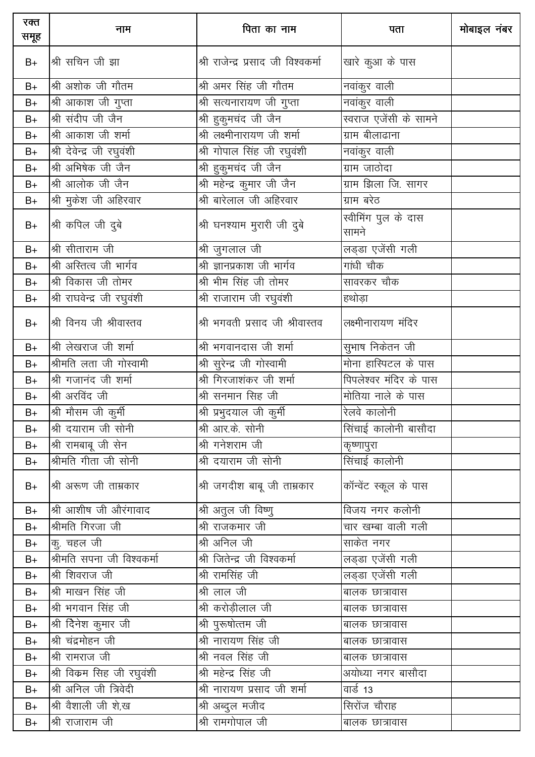| रक्त समूह | नाम | पिता का नाम | पता | मोबाइल नंबर |
|---|---|---|---|---|
| B+ | श्री सचिन जी झा | श्री राजेन्द्र प्रसाद जी विश्वकर्मा | खारे कुआ के पास | |
| B+ | श्री अशोक जी गौतम | श्री अमर सिंह जी गौतम | नवांकुर वाली | |
| B+ | श्री आकाश जी गुप्ता | श्री सत्यनारायण जी गुप्ता | नवांकुर वाली | |
| B+ | श्री संदीप जी जैन | श्री हुकुमचंद जी जैन | स्वराज एजेंसी के सामने | |
| B+ | श्री आकाश जी शर्मा | श्री लक्ष्मीनारायण जी शर्मा | ग्राम बीलाढाना | |
| B+ | श्री देवेन्द्र जी रघुवंशी | श्री गोपाल सिंह जी रघुवंशी | नवांकुर वाली | |
| B+ | श्री अभिषेक जी जैन | श्री हुकुमचंद जी जैन | ग्राम जाठोदा | |
| B+ | श्री आलोक जी जैन | श्री महेन्द्र कुमार जी जैन | ग्राम झिला जि. सागर | |
| B+ | श्री मुकेश जी अहिरवार | श्री बारेलाल जी अहिरवार | ग्राम बरेठ | |
| B+ | श्री कपिल जी दुबे | श्री घनश्याम मुरारी जी दुबे | स्वीमिंग पुल के दास सामने | |
| B+ | श्री सीताराम जी | श्री जुगलाल जी | लड्डा एजेंसी गली | |
| B+ | श्री अस्तित्व जी भार्गव | श्री ज्ञानप्रकाश जी भार्गव | गांधी चौक | |
| B+ | श्री विकास जी तोमर | श्री भीम सिंह जी तोमर | सावरकर चौक | |
| B+ | श्री राघवेन्द्र जी रघुवंशी | श्री राजाराम जी रघुवंशी | हथोड़ा | |
| B+ | श्री विनय जी श्रीवास्तव | श्री भगवती प्रसाद जी श्रीवास्तव | लक्ष्मीनारायण मंदिर | |
| B+ | श्री लेखराज जी शर्मा | श्री भगवानदास जी शर्मा | सुभाष निकेतन जी | |
| B+ | श्रीमति लता जी गोस्वामी | श्री सुरेन्द्र जी गोस्वामी | मोना हास्पिटल के पास | |
| B+ | श्री गजानंद जी शर्मा | श्री गिरजाशंकर जी शर्मा | पिपलेश्वर मंदिर के पास | |
| B+ | श्री अरविंद जी | श्री सनमान सिह जी | मोतिया नाले के पास | |
| B+ | श्री मौसम जी कुर्मी | श्री प्रभुदयाल जी कुर्मी | रेलवे कालोनी | |
| B+ | श्री दयाराम जी सोनी | श्री आर.के. सोनी | सिंचाई कालोनी बासौदा | |
| B+ | श्री रामबाबू जी सेन | श्री गनेशराम जी | कृष्णापुरा | |
| B+ | श्रीमति गीता जी सोनी | श्री दयाराम जी सोनी | सिंचाई कालोनी | |
| B+ | श्री अरूण जी ताम्रकार | श्री जगदीश बाबू जी ताम्रकार | कॉन्वेंट स्कूल के पास | |
| B+ | श्री आशीष जी औरंगावाद | श्री अतुल जी विष्णु | विजय नगर कलोनी | |
| B+ | श्रीमति गिरजा जी | श्री राजकमार जी | चार खम्बा वाली गली | |
| B+ | कु. चहल जी | श्री अनिल जी | साकेत नगर | |
| B+ | श्रीमति सपना जी विश्वकर्मा | श्री जितेन्द्र जी विश्वकर्मा | लड्डा एजेंसी गली | |
| B+ | श्री शिवराज जी | श्री रामसिंह जी | लड्डा एजेंसी गली | |
| B+ | श्री माखन सिंह जी | श्री लाल जी | बालक छात्रावास | |
| B+ | श्री भगवान सिंह जी | श्री करोड़ीलाल जी | बालक छात्रावास | |
| B+ | श्री दिनेश कुमार जी | श्री पुरूषोत्तम जी | बालक छात्रावास | |
| B+ | श्री चंद्रमोहन जी | श्री नारायण सिंह जी | बालक छात्रावास | |
| B+ | श्री रामराज जी | श्री नवल सिंह जी | बालक छात्रावास | |
| B+ | श्री विक्रम सिह जी रघुवंशी | श्री महेन्द्र सिंह जी | अयोध्या नगर बासौदा | |
| B+ | श्री अनिल जी त्रिवेदी | श्री नारायण प्रसाद जी शर्मा | वार्ड 13 | |
| B+ | श्री वैशाली जी शे.ख | श्री अब्दुल मजीद | सिरोंज चौराह | |
| B+ | श्री राजाराम जी | श्री रामगोपाल जी | बालक छात्रावास | |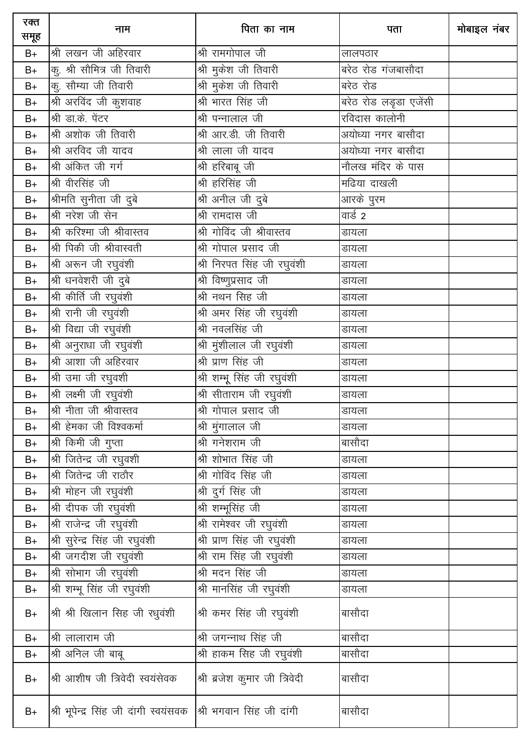| रक्त समूह | नाम | पिता का नाम | पता | मोबाइल नंबर |
|---|---|---|---|---|
| B+ | श्री लखन जी अहिरवार | श्री रामगोपाल जी | लालपठार | |
| B+ | कु. श्री सौमित्र जी तिवारी | श्री मुकेश जी तिवारी | बरेठ रोड गंजबासौदा | |
| B+ | कु. सौम्या जी तिवारी | श्री मुकेश जी तिवारी | बरेठ रोड | |
| B+ | श्री अरविंद जी कुशवाह | श्री भारत सिंह जी | बरेठ रोड लड़ृडा एजेंसी | |
| B+ | श्री डा.के. पेंटर | श्री पन्नालाल जी | रविदास कालोनी | |
| B+ | श्री अशोक जी तिवारी | श्री आर.डी. जी तिवारी | अयोध्या नगर बासौदा | |
| B+ | श्री अरविद जी यादव | श्री लाला जी यादव | अयोध्या नगर बासौदा | |
| B+ | श्री अंकित जी गर्ग | श्री हरिबाबू जी | नौलख मंदिर के पास | |
| B+ | श्री वीरसिंह जी | श्री हरिसिंह जी | मढिया दाखली | |
| B+ | श्रीमति सुनीता जी दुबे | श्री अनील जी दुबे | आरके पुरम | |
| B+ | श्री नरेश जी सेन | श्री रामदास जी | वार्ड 2 | |
| B+ | श्री करिश्मा जी श्रीवास्तव | श्री गोविंद जी श्रीवास्तव | डायला | |
| B+ | श्री पिकी जी श्रीवास्वती | श्री गोपाल प्रसाद जी | डायला | |
| B+ | श्री अरून जी रघुवंशी | श्री निरपत सिंह जी रघुवंशी | डायला | |
| B+ | श्री धनवेशरी जी दुबे | श्री विष्णुप्रसाद जी | डायला | |
| B+ | श्री कीर्ति जी रघुवंशी | श्री नथन सिंह जी | डायला | |
| B+ | श्री रानी जी रघुवंशी | श्री अमर सिंह जी रघुवंशी | डायला | |
| B+ | श्री विद्या जी रघुवंशी | श्री नवलसिंह जी | डायला | |
| B+ | श्री अनुराधा जी रघुवंशी | श्री मुंशीलाल जी रघुवंशी | डायला | |
| B+ | श्री आशा जी अहिरवार | श्री प्राण सिंह जी | डायला | |
| B+ | श्री उमा जी रघुवशी | श्री शम्भू सिंह जी रघुवंशी | डायला | |
| B+ | श्री लक्ष्मी जी रघुवंशी | श्री सीताराम जी रघुवंशी | डायला | |
| B+ | श्री नीता जी श्रीवास्तव | श्री गोपाल प्रसाद जी | डायला | |
| B+ | श्री हेमका जी विश्वकर्मा | श्री मुंगालाल जी | डायला | |
| B+ | श्री किमी जी गुप्ता | श्री गनेशराम जी | बासौदा | |
| B+ | श्री जितेन्द्र जी रघुवशी | श्री शोभात सिंह जी | डायला | |
| B+ | श्री जितेन्द्र जी राठौर | श्री गोविंद सिंह जी | डायला | |
| B+ | श्री मोहन जी रघुवंशी | श्री दुर्ग सिंह जी | डायला | |
| B+ | श्री दीपक जी रघुवंशी | श्री शम्भूसिंह जी | डायला | |
| B+ | श्री राजेन्द्र जी रघुवंशी | श्री रामेश्वर जी रघुवंशी | डायला | |
| B+ | श्री सुरेन्द्र सिंह जी रघुवंशी | श्री प्राण सिंह जी रघुवंशी | डायला | |
| B+ | श्री जगदीश जी रघुवंशी | श्री राम सिंह जी रघुवंशी | डायला | |
| B+ | श्री सोभाग जी रघुवंशी | श्री मदन सिंह जी | डायला | |
| B+ | श्री शम्भू सिंह जी रघुवंशी | श्री मानसिंह जी रघुवंशी | डायला | |
| B+ | श्री श्री खिलान सिह जी रधुवंशी | श्री कमर सिंह जी रघुवंशी | बासौदा | |
| B+ | श्री लालाराम जी | श्री जगन्नाथ सिंह जी | बासौदा | |
| B+ | श्री अनिल जी बाबू | श्री हाकम सिह जी रघुवंशी | बासौदा | |
| B+ | श्री आशीष जी त्रिवेदी स्वयंसेवक | श्री ब्रजेश कुमार जी त्रिवेदी | बासौदा | |
| B+ | श्री भूपेन्द्र सिंह जी दांगी स्वयंसवक | श्री भगवान सिंह जी दांगी | बासौदा | |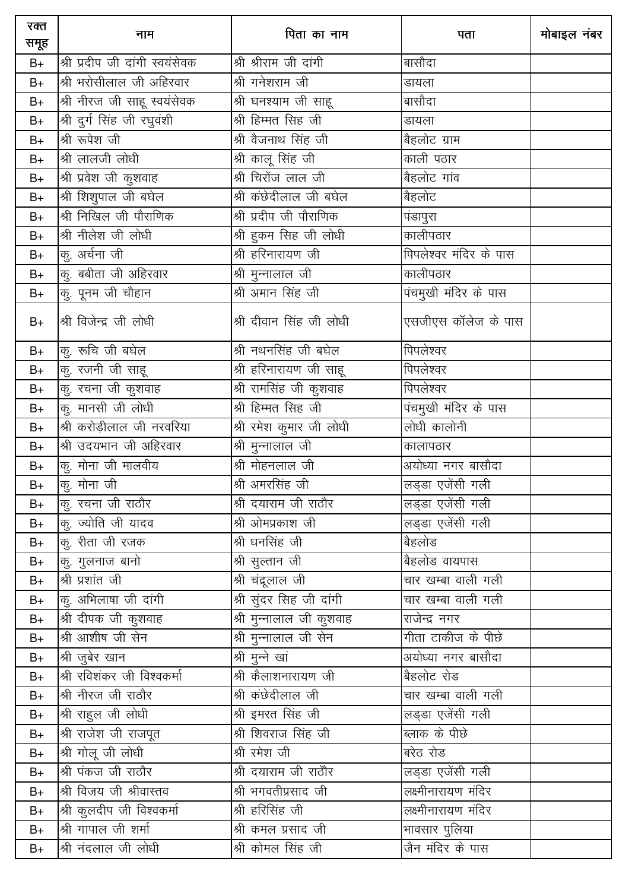| रक्त समूह | नाम | पिता का नाम | पता | मोबाइल नंबर |
|---|---|---|---|---|
| B+ | श्री प्रदीप जी दांगी स्वयंसेवक | श्री श्रीराम जी दांगी | बासौदा | |
| B+ | श्री भरोसीलाल जी अहिरवार | श्री गनेशराम जी | डायला | |
| B+ | श्री नीरज जी साहू स्वयंसेवक | श्री घनश्याम जी साहू | बासौदा | |
| B+ | श्री दुर्ग सिंह जी रघुवंशी | श्री हिम्मत सिंह जी | डायला | |
| B+ | श्री रूपेश जी | श्री बैजनाथ सिंह जी | बैहलोट ग्राम | |
| B+ | श्री लालजी लोधी | श्री कालू सिंह जी | काली पठार | |
| B+ | श्री प्रवेश जी कुशवाह | श्री चिरोंज लाल जी | बैहलोट गांव | |
| B+ | श्री शिशुपाल जी बघेल | श्री कंछेदीलाल जी बघेल | बैहलोट | |
| B+ | श्री निखिल जी पौराणिक | श्री प्रदीप जी पौराणिक | पंडापुरा | |
| B+ | श्री नीलेश जी लोधी | श्री हुकम सिह जी लोधी | कालीपठार | |
| B+ | कु. अर्चना जी | श्री हरिनारायण जी | पिपलेश्वर मंदिर के पास | |
| B+ | कु. बबीता जी अहिरवार | श्री मुन्नालाल जी | कालीपठार | |
| B+ | कु. पूनम जी चौहान | श्री अमान सिंह जी | पंचमुखी मंदिर के पास | |
| B+ | श्री विजेन्द्र जी लोधी | श्री दीवान सिंह जी लोधी | एसजीएस कॉलेज के पास | |
| B+ | कु. रूचि जी बघेल | श्री नथनसिंह जी बघेल | पिपलेश्वर | |
| B+ | कु. रजनी जी साहू | श्री हरिनारायण जी साहू | पिपलेश्वर | |
| B+ | कु. रचना जी कुशवाह | श्री रामसिंह जी कुशवाह | पिपलेश्वर | |
| B+ | कु. मानसी जी लोधी | श्री हिम्मत सिह जी | पंचमुखी मंदिर के पास | |
| B+ | श्री करोड़ीलाल जी नरवरिया | श्री रमेश कुमार जी लोधी | लोधी कालोनी | |
| B+ | श्री उदयभान जी अहिरवार | श्री मुन्नालाल जी | कालापठार | |
| B+ | कु. मोना जी मालवीय | श्री मोहनलाल जी | अयोध्या नगर बासौदा | |
| B+ | कु. मोना जी | श्री अमरसिंह जी | लड्डा एजेंसी गली | |
| B+ | कु. रचना जी राठौर | श्री दयाराम जी राठौर | लड्डा एजेंसी गली | |
| B+ | कु. ज्योति जी यादव | श्री ओमप्रकाश जी | लड्डा एजेंसी गली | |
| B+ | कु. रीता जी रजक | श्री धनसिंह जी | बैहलोड | |
| B+ | कु. गुलनाज बानो | श्री सुल्तान जी | बैहलोड वायपास | |
| B+ | श्री प्रशांत जी | श्री चंदूलाल जी | चार खम्बा वाली गली | |
| B+ | कु. अभिलाषा जी दांगी | श्री सुंदर सिह जी दांगी | चार खम्बा वाली गली | |
| B+ | श्री दीपक जी कुशवाह | श्री मुन्नालाल जी कुशवाह | राजेन्द्र नगर | |
| B+ | श्री आशीष जी सेन | श्री मुन्नालाल जी सेन | गीता टाकीज के पीछे | |
| B+ | श्री जुबेर खान | श्री मुन्ने खां | अयोध्या नगर बासौदा | |
| B+ | श्री रविशंकर जी विश्वकर्मा | श्री कैलाशनारायण जी | बैहलोट रोड | |
| B+ | श्री नीरज जी राठौर | श्री कंछेदीलाल जी | चार खम्बा वाली गली | |
| B+ | श्री राहुल जी लोधी | श्री इमरत सिंह जी | लड्डा एजेंसी गली | |
| B+ | श्री राजेश जी राजपूत | श्री शिवराज सिंह जी | ब्लाक के पीछे | |
| B+ | श्री गोलू जी लोधी | श्री रमेश जी | बरेठ रोड | |
| B+ | श्री पंकज जी राठौर | श्री दयाराम जी राठौर | लड्डा एजेंसी गली | |
| B+ | श्री विजय जी श्रीवास्तव | श्री भगवतीप्रसाद जी | लक्ष्मीनारायण मंदिर | |
| B+ | श्री कुलदीप जी विश्वकर्मा | श्री हरिसिंह जी | लक्ष्मीनारायण मंदिर | |
| B+ | श्री गापाल जी शर्मा | श्री कमल प्रसाद जी | भावसार पुलिया | |
| B+ | श्री नंदलाल जी लोधी | श्री कोमल सिंह जी | जैन मंदिर के पास | |